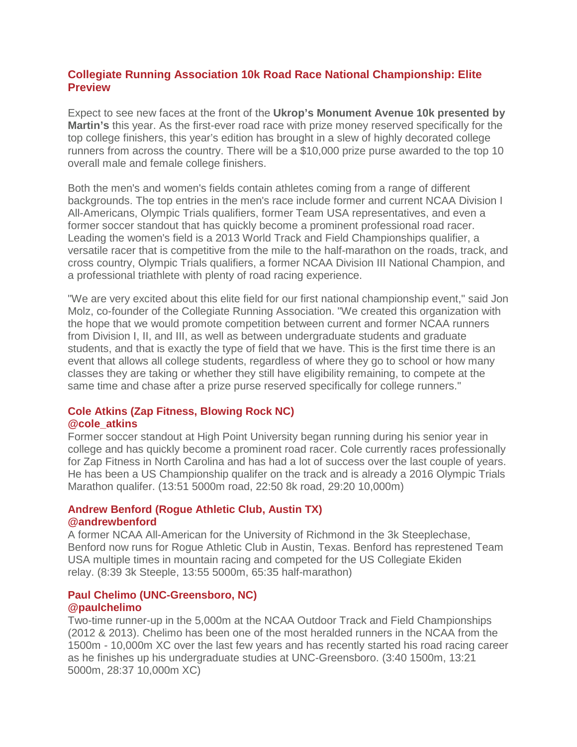## Collegiate Running Association 10k Road Race National Championship: Elite Preview

Expect to see new faces at the front of the **Ukrop's Monument Avenue 10k presented by Martin's** this year. As the first-ever road race with prize money reserved specifically for the top college finishers, this year's edition has brought in a slew of highly decorated college runners from across the country. There will be a $10,000 prize purse awarded to the top 10 overall male and female college finishers.

Both the men's and women's fields contain athletes coming from a range of different backgrounds. The top entries in the men's race include former and current NCAA Division I All-Americans, Olympic Trials qualifiers, former Team USA representatives, and even a former soccer standout that has quickly become a prominent professional road racer. Leading the women's field is a 2013 World Track and Field Championships qualifier, a versatile racer that is competitive from the mile to the half-marathon on the roads, track, and cross country, Olympic Trials qualifiers, a former NCAA Division III National Champion, and a professional triathlete with plenty of road racing experience.

"We are very excited about this elite field for our first national championship event," said Jon Molz, co-founder of the Collegiate Running Association. "We created this organization with the hope that we would promote competition between current and former NCAA runners from Division I, II, and III, as well as between undergraduate students and graduate students, and that is exactly the type of field that we have. This is the first time there is an event that allows all college students, regardless of where they go to school or how many classes they are taking or whether they still have eligibility remaining, to compete at the same time and chase after a prize purse reserved specifically for college runners."

### Cole Atkins (Zap Fitness, Blowing Rock NC)
### @cole_atkins

Former soccer standout at High Point University began running during his senior year in college and has quickly become a prominent road racer. Cole currently races professionally for Zap Fitness in North Carolina and has had a lot of success over the last couple of years. He has been a US Championship qualifer on the track and is already a 2016 Olympic Trials Marathon qualifer. (13:51 5000m road, 22:50 8k road, 29:20 10,000m)

### Andrew Benford (Rogue Athletic Club, Austin TX)
### @andrewbenford

A former NCAA All-American for the University of Richmond in the 3k Steeplechase, Benford now runs for Rogue Athletic Club in Austin, Texas. Benford has represtened Team USA multiple times in mountain racing and competed for the US Collegiate Ekiden relay. (8:39 3k Steeple, 13:55 5000m, 65:35 half-marathon)

### Paul Chelimo (UNC-Greensboro, NC)
### @paulchelimo

Two-time runner-up in the 5,000m at the NCAA Outdoor Track and Field Championships (2012 & 2013). Chelimo has been one of the most heralded runners in the NCAA from the 1500m - 10,000m XC over the last few years and has recently started his road racing career as he finishes up his undergraduate studies at UNC-Greensboro. (3:40 1500m, 13:21 5000m, 28:37 10,000m XC)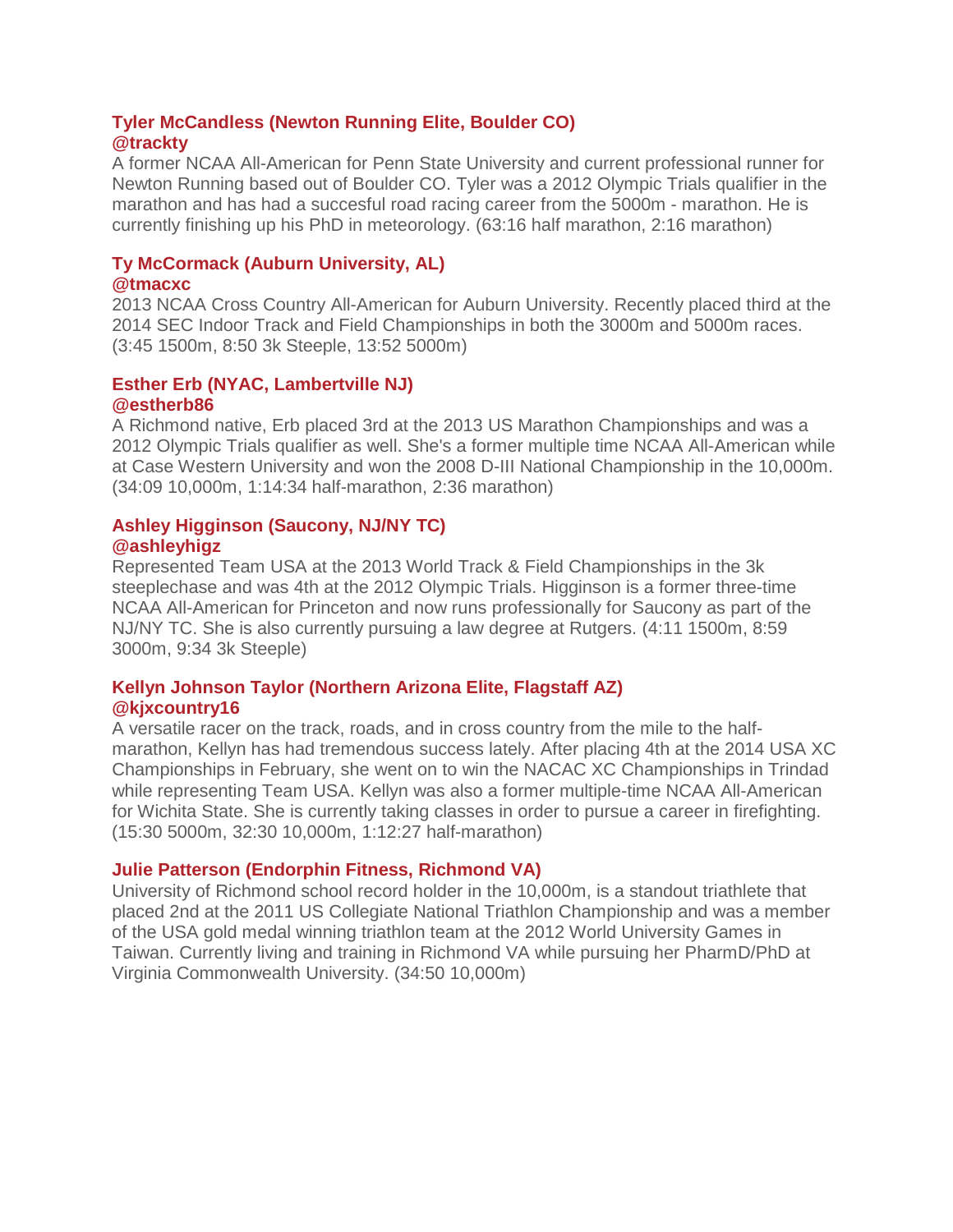**Tyler McCandless (Newton Running Elite, Boulder CO)**
**@trackty**

A former NCAA All-American for Penn State University and current professional runner for Newton Running based out of Boulder CO. Tyler was a 2012 Olympic Trials qualifier in the marathon and has had a succesful road racing career from the 5000m - marathon. He is currently finishing up his PhD in meteorology. (63:16 half marathon, 2:16 marathon)

**Ty McCormack (Auburn University, AL)**
**@tmacxc**

2013 NCAA Cross Country All-American for Auburn University. Recently placed third at the 2014 SEC Indoor Track and Field Championships in both the 3000m and 5000m races. (3:45 1500m, 8:50 3k Steeple, 13:52 5000m)

**Esther Erb (NYAC, Lambertville NJ)**
**@estherb86**

A Richmond native, Erb placed 3rd at the 2013 US Marathon Championships and was a 2012 Olympic Trials qualifier as well. She's a former multiple time NCAA All-American while at Case Western University and won the 2008 D-III National Championship in the 10,000m. (34:09 10,000m, 1:14:34 half-marathon, 2:36 marathon)

**Ashley Higginson (Saucony, NJ/NY TC)**
**@ashleyhigz**

Represented Team USA at the 2013 World Track & Field Championships in the 3k steeplechase and was 4th at the 2012 Olympic Trials. Higginson is a former three-time NCAA All-American for Princeton and now runs professionally for Saucony as part of the NJ/NY TC. She is also currently pursuing a law degree at Rutgers. (4:11 1500m, 8:59 3000m, 9:34 3k Steeple)

**Kellyn Johnson Taylor (Northern Arizona Elite, Flagstaff AZ)**
**@kjxcountry16**

A versatile racer on the track, roads, and in cross country from the mile to the half-marathon, Kellyn has had tremendous success lately. After placing 4th at the 2014 USA XC Championships in February, she went on to win the NACAC XC Championships in Trindad while representing Team USA. Kellyn was also a former multiple-time NCAA All-American for Wichita State. She is currently taking classes in order to pursue a career in firefighting. (15:30 5000m, 32:30 10,000m, 1:12:27 half-marathon)

**Julie Patterson (Endorphin Fitness, Richmond VA)**

University of Richmond school record holder in the 10,000m, is a standout triathlete that placed 2nd at the 2011 US Collegiate National Triathlon Championship and was a member of the USA gold medal winning triathlon team at the 2012 World University Games in Taiwan. Currently living and training in Richmond VA while pursuing her PharmD/PhD at Virginia Commonwealth University. (34:50 10,000m)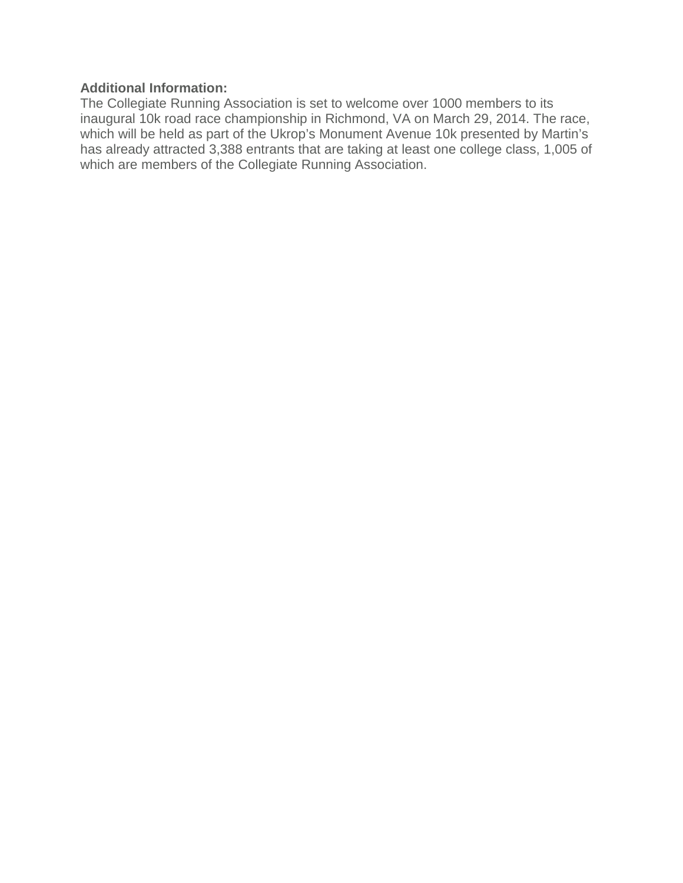**Additional Information:**

The Collegiate Running Association is set to welcome over 1000 members to its inaugural 10k road race championship in Richmond, VA on March 29, 2014. The race, which will be held as part of the Ukrop's Monument Avenue 10k presented by Martin's has already attracted 3,388 entrants that are taking at least one college class, 1,005 of which are members of the Collegiate Running Association.